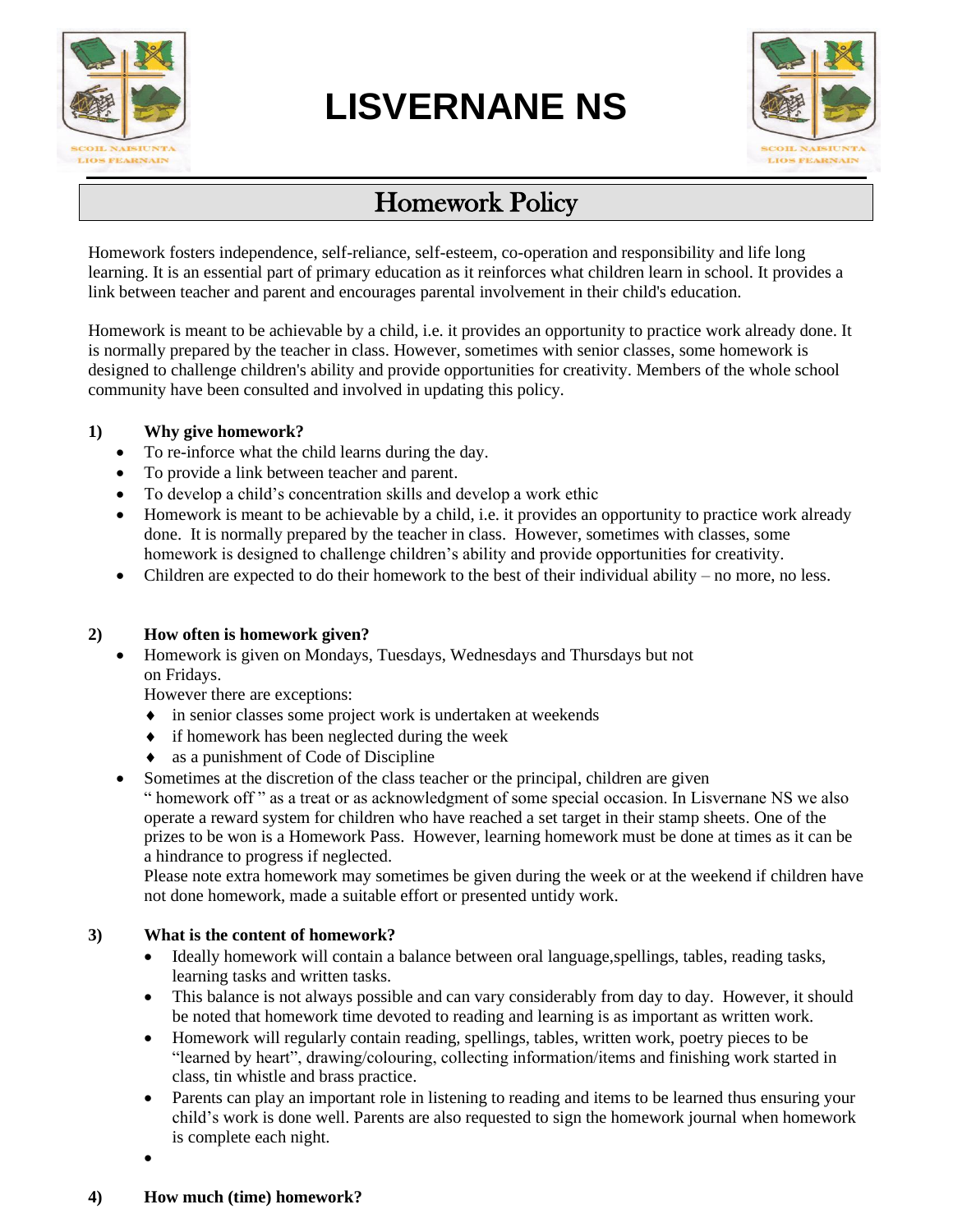# LISVERNANE NS

## Homework Policy

Homework fosters independence, self-reliance, self-esteem, co-operation and responsibility and life long learning. It is an essential part of primary education as it reinforces what children learn in school. It provides a link between teacher and parent and encourages parental involvement in their child's education.

Homework is meant to be achievable by a child, i.e. it provides an opportunity to practice work already done. It is normally prepared by the teacher in class. However, sometimes with senior classes, some homework is designed to challenge children's ability and provide opportunities for creativity. Members of the whole school community have been consulted and involved in updating this policy.

**1) Why give homework?**

- To re-inforce what the child learns during the day.
- To provide a link between teacher and parent.
- To develop a child's concentration skills and develop a work ethic
- Homework is meant to be achievable by a child, i.e. it provides an opportunity to practice work already done. It is normally prepared by the teacher in class. However, sometimes with classes, some homework is designed to challenge children's ability and provide opportunities for creativity.
- Children are expected to do their homework to the best of their individual ability – no more, no less.

**2) How often is homework given?**

- Homework is given on Mondays, Tuesdays, Wednesdays and Thursdays but not on Fridays.
  However there are exceptions:
  - in senior classes some project work is undertaken at weekends
  - if homework has been neglected during the week
  - as a punishment of Code of Discipline
- Sometimes at the discretion of the class teacher or the principal, children are given " homework off " as a treat or as acknowledgment of some special occasion. In Lisvernane NS we also operate a reward system for children who have reached a set target in their stamp sheets. One of the prizes to be won is a Homework Pass. However, learning homework must be done at times as it can be a hindrance to progress if neglected.
  Please note extra homework may sometimes be given during the week or at the weekend if children have not done homework, made a suitable effort or presented untidy work.

**3) What is the content of homework?**

- Ideally homework will contain a balance between oral language,spellings, tables, reading tasks, learning tasks and written tasks.
- This balance is not always possible and can vary considerably from day to day. However, it should be noted that homework time devoted to reading and learning is as important as written work.
- Homework will regularly contain reading, spellings, tables, written work, poetry pieces to be "learned by heart", drawing/colouring, collecting information/items and finishing work started in class, tin whistle and brass practice.
- Parents can play an important role in listening to reading and items to be learned thus ensuring your child's work is done well. Parents are also requested to sign the homework journal when homework is complete each night.
-

**4) How much (time) homework?**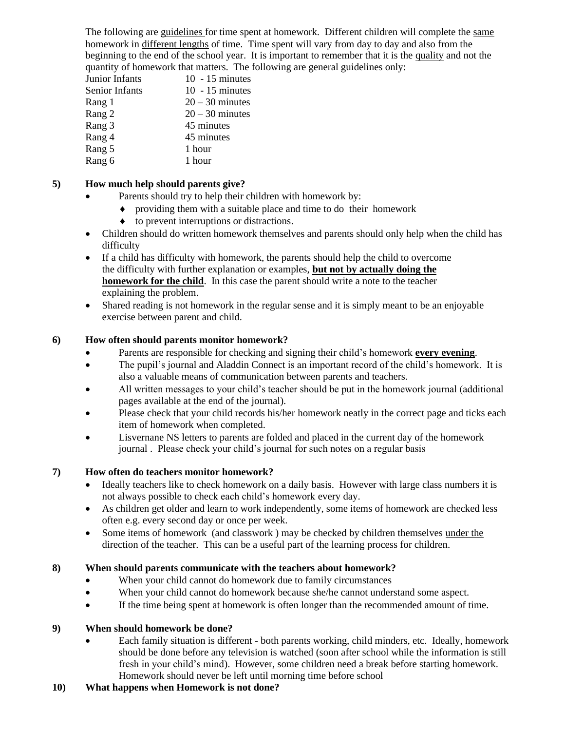The following are guidelines for time spent at homework. Different children will complete the same homework in different lengths of time. Time spent will vary from day to day and also from the beginning to the end of the school year. It is important to remember that it is the quality and not the quantity of homework that matters. The following are general guidelines only:

| | |
|---|---|
| Junior Infants | 10 - 15 minutes |
| Senior Infants | 10 - 15 minutes |
| Rang 1 | 20 – 30 minutes |
| Rang 2 | 20 – 30 minutes |
| Rang 3 | 45 minutes |
| Rang 4 | 45 minutes |
| Rang 5 | 1 hour |
| Rang 6 | 1 hour |

**5) How much help should parents give?**

- Parents should try to help their children with homework by:
  - providing them with a suitable place and time to do their homework
  - to prevent interruptions or distractions.
- Children should do written homework themselves and parents should only help when the child has difficulty
- If a child has difficulty with homework, the parents should help the child to overcome the difficulty with further explanation or examples, **but not by actually doing the homework for the child**. In this case the parent should write a note to the teacher explaining the problem.
- Shared reading is not homework in the regular sense and it is simply meant to be an enjoyable exercise between parent and child.

**6) How often should parents monitor homework?**

- Parents are responsible for checking and signing their child's homework **every evening**.
- The pupil's journal and Aladdin Connect is an important record of the child's homework. It is also a valuable means of communication between parents and teachers.
- All written messages to your child's teacher should be put in the homework journal (additional pages available at the end of the journal).
- Please check that your child records his/her homework neatly in the correct page and ticks each item of homework when completed.
- Lisvernane NS letters to parents are folded and placed in the current day of the homework journal . Please check your child's journal for such notes on a regular basis

**7) How often do teachers monitor homework?**

- Ideally teachers like to check homework on a daily basis. However with large class numbers it is not always possible to check each child's homework every day.
- As children get older and learn to work independently, some items of homework are checked less often e.g. every second day or once per week.
- Some items of homework (and classwork ) may be checked by children themselves under the direction of the teacher. This can be a useful part of the learning process for children.

**8) When should parents communicate with the teachers about homework?**

- When your child cannot do homework due to family circumstances
- When your child cannot do homework because she/he cannot understand some aspect.
- If the time being spent at homework is often longer than the recommended amount of time.

**9) When should homework be done?**

- Each family situation is different - both parents working, child minders, etc. Ideally, homework should be done before any television is watched (soon after school while the information is still fresh in your child's mind). However, some children need a break before starting homework. Homework should never be left until morning time before school

**10) What happens when Homework is not done?**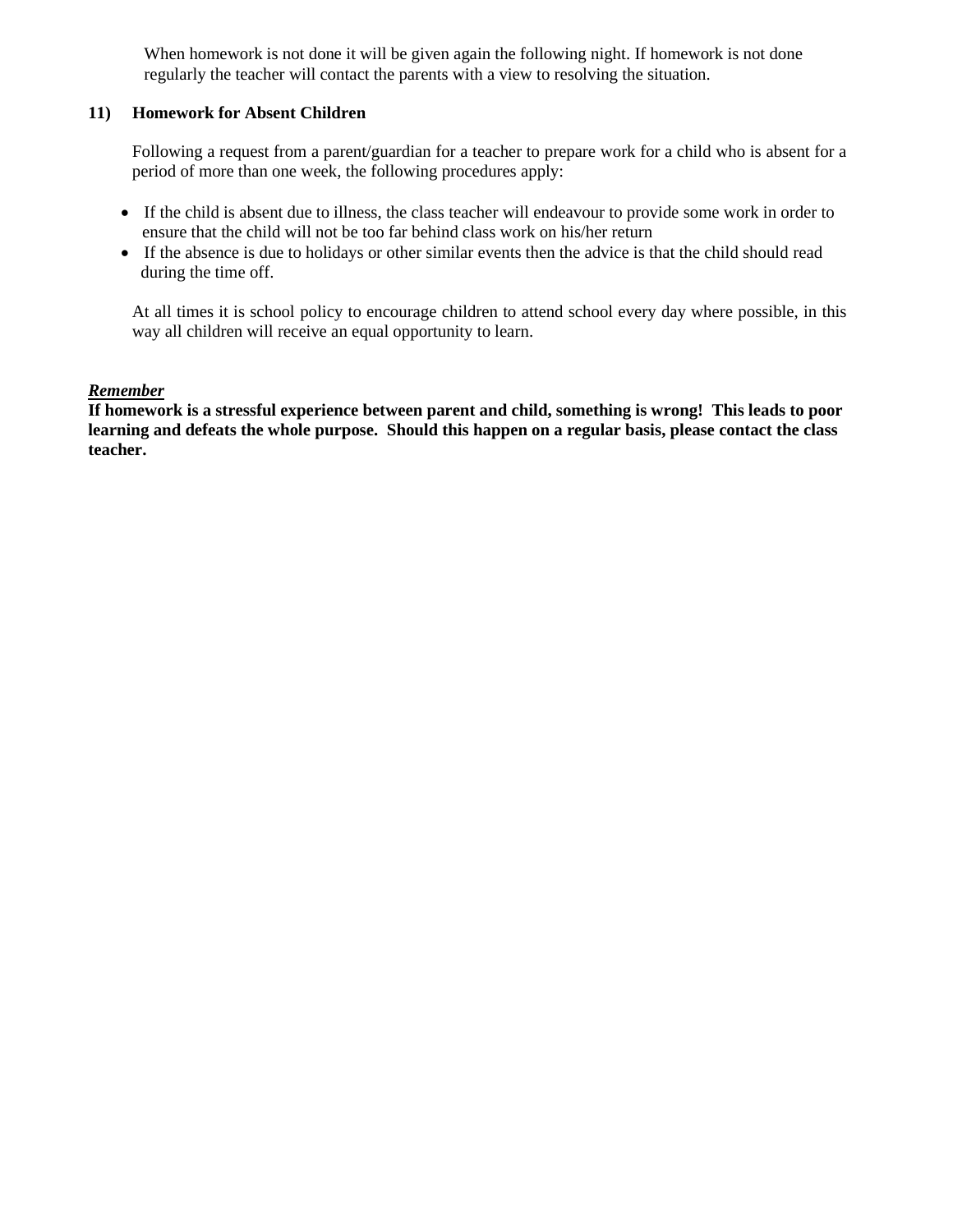When homework is not done it will be given again the following night. If homework is not done regularly the teacher will contact the parents with a view to resolving the situation.

## 11) Homework for Absent Children

Following a request from a parent/guardian for a teacher to prepare work for a child who is absent for a period of more than one week, the following procedures apply:

- If the child is absent due to illness, the class teacher will endeavour to provide some work in order to ensure that the child will not be too far behind class work on his/her return
- If the absence is due to holidays or other similar events then the advice is that the child should read during the time off.

At all times it is school policy to encourage children to attend school every day where possible, in this way all children will receive an equal opportunity to learn.

***Remember***
**If homework is a stressful experience between parent and child, something is wrong! This leads to poor learning and defeats the whole purpose. Should this happen on a regular basis, please contact the class teacher.**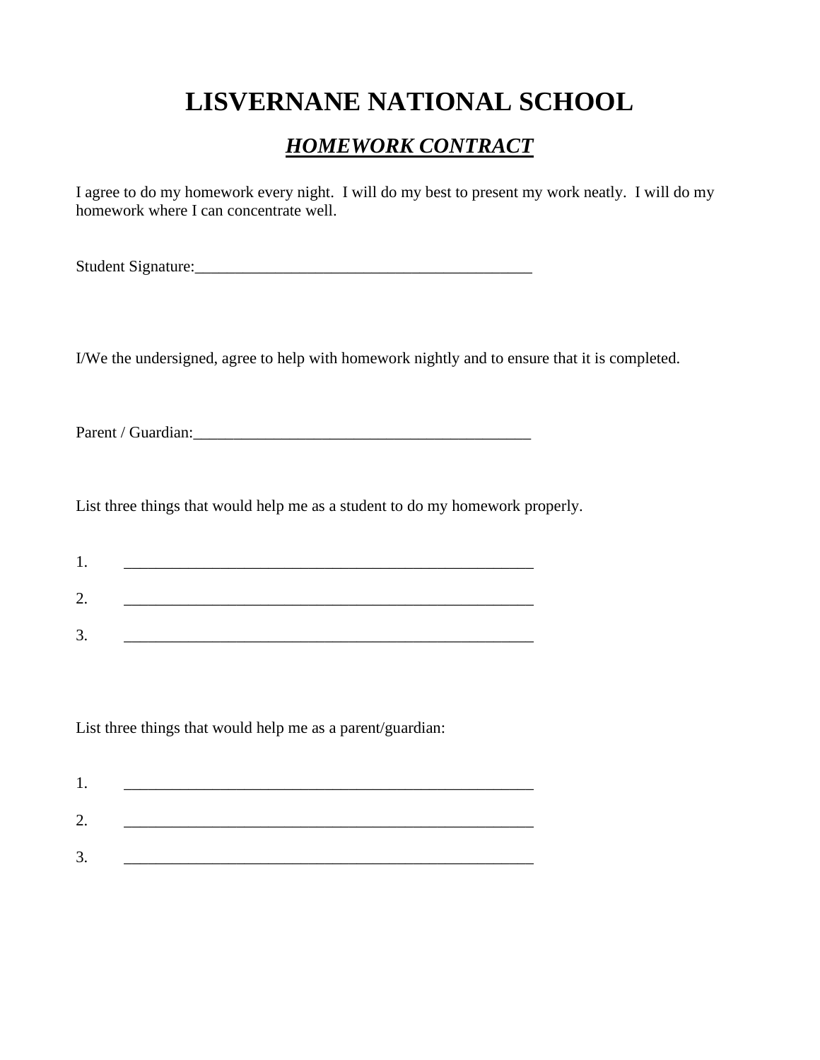# LISVERNANE NATIONAL SCHOOL

## ***HOMEWORK CONTRACT***

I agree to do my homework every night. I will do my best to present my work neatly. I will do my homework where I can concentrate well.

Student Signature:___________________________________________

I/We the undersigned, agree to help with homework nightly and to ensure that it is completed.

Parent / Guardian:___________________________________________

List three things that would help me as a student to do my homework properly.

1. _____________________________________________________
2. _____________________________________________________
3. _____________________________________________________

List three things that would help me as a parent/guardian:

1. _____________________________________________________
2. _____________________________________________________
3. _____________________________________________________